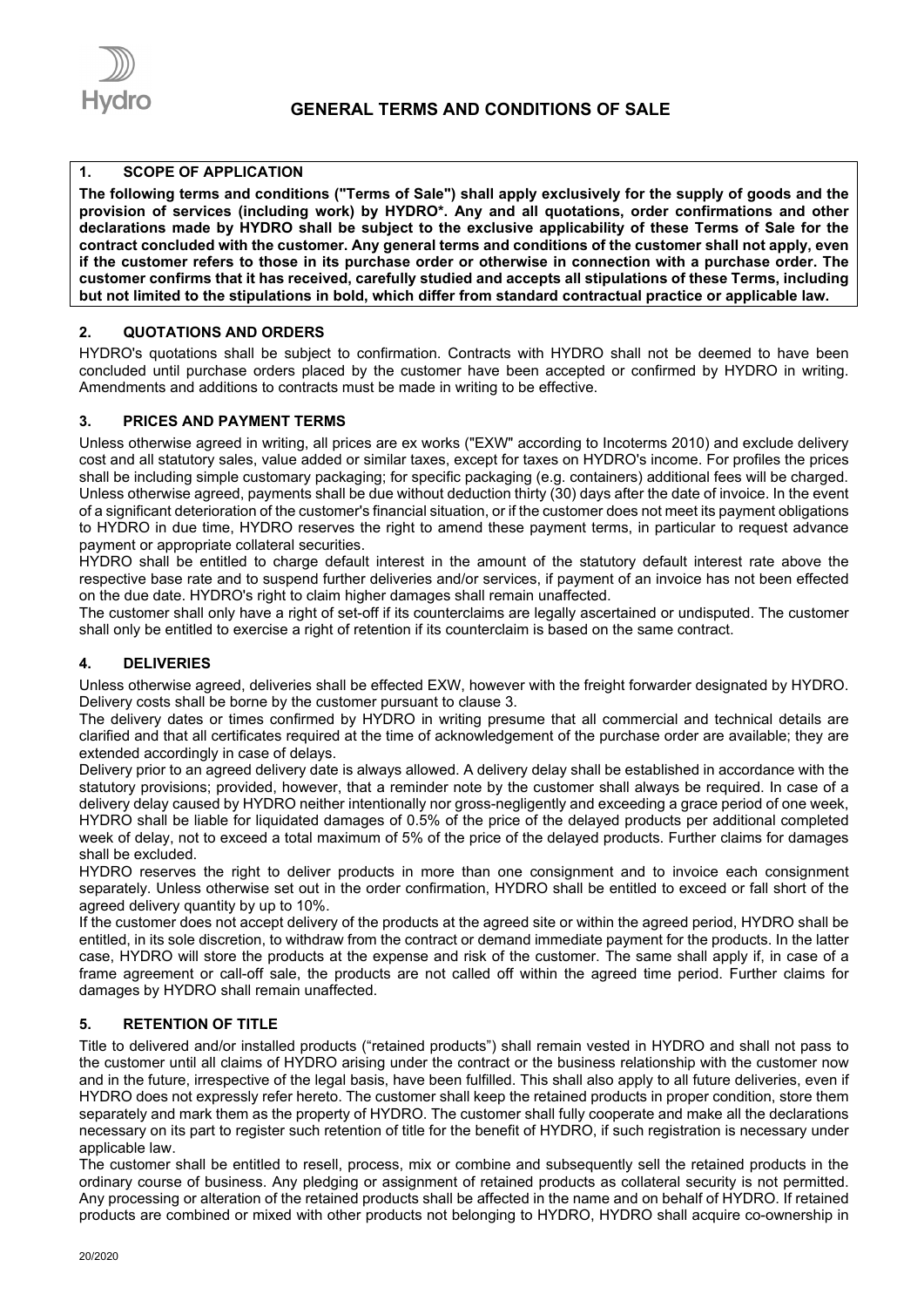# GENERAL TERMS AND CONDITIONS OF SALE

## 1. SCOPE OF APPLICATION

**The following terms and conditions ("Terms of Sale") shall apply exclusively for the supply of goods and the provision of services (including work) by HYDRO*. Any and all quotations, order confirmations and other declarations made by HYDRO shall be subject to the exclusive applicability of these Terms of Sale for the contract concluded with the customer. Any general terms and conditions of the customer shall not apply, even if the customer refers to those in its purchase order or otherwise in connection with a purchase order. The customer confirms that it has received, carefully studied and accepts all stipulations of these Terms, including but not limited to the stipulations in bold, which differ from standard contractual practice or applicable law.**

## 2. QUOTATIONS AND ORDERS

HYDRO's quotations shall be subject to confirmation. Contracts with HYDRO shall not be deemed to have been concluded until purchase orders placed by the customer have been accepted or confirmed by HYDRO in writing. Amendments and additions to contracts must be made in writing to be effective.

## 3. PRICES AND PAYMENT TERMS

Unless otherwise agreed in writing, all prices are ex works ("EXW" according to Incoterms 2010) and exclude delivery cost and all statutory sales, value added or similar taxes, except for taxes on HYDRO's income. For profiles the prices shall be including simple customary packaging; for specific packaging (e.g. containers) additional fees will be charged. Unless otherwise agreed, payments shall be due without deduction thirty (30) days after the date of invoice. In the event of a significant deterioration of the customer's financial situation, or if the customer does not meet its payment obligations to HYDRO in due time, HYDRO reserves the right to amend these payment terms, in particular to request advance payment or appropriate collateral securities.

HYDRO shall be entitled to charge default interest in the amount of the statutory default interest rate above the respective base rate and to suspend further deliveries and/or services, if payment of an invoice has not been effected on the due date. HYDRO's right to claim higher damages shall remain unaffected.

The customer shall only have a right of set-off if its counterclaims are legally ascertained or undisputed. The customer shall only be entitled to exercise a right of retention if its counterclaim is based on the same contract.

## 4. DELIVERIES

Unless otherwise agreed, deliveries shall be effected EXW, however with the freight forwarder designated by HYDRO. Delivery costs shall be borne by the customer pursuant to clause 3.

The delivery dates or times confirmed by HYDRO in writing presume that all commercial and technical details are clarified and that all certificates required at the time of acknowledgement of the purchase order are available; they are extended accordingly in case of delays.

Delivery prior to an agreed delivery date is always allowed. A delivery delay shall be established in accordance with the statutory provisions; provided, however, that a reminder note by the customer shall always be required. In case of a delivery delay caused by HYDRO neither intentionally nor gross-negligently and exceeding a grace period of one week, HYDRO shall be liable for liquidated damages of 0.5% of the price of the delayed products per additional completed week of delay, not to exceed a total maximum of 5% of the price of the delayed products. Further claims for damages shall be excluded.

HYDRO reserves the right to deliver products in more than one consignment and to invoice each consignment separately. Unless otherwise set out in the order confirmation, HYDRO shall be entitled to exceed or fall short of the agreed delivery quantity by up to 10%.

If the customer does not accept delivery of the products at the agreed site or within the agreed period, HYDRO shall be entitled, in its sole discretion, to withdraw from the contract or demand immediate payment for the products. In the latter case, HYDRO will store the products at the expense and risk of the customer. The same shall apply if, in case of a frame agreement or call-off sale, the products are not called off within the agreed time period. Further claims for damages by HYDRO shall remain unaffected.

## 5. RETENTION OF TITLE

Title to delivered and/or installed products ("retained products") shall remain vested in HYDRO and shall not pass to the customer until all claims of HYDRO arising under the contract or the business relationship with the customer now and in the future, irrespective of the legal basis, have been fulfilled. This shall also apply to all future deliveries, even if HYDRO does not expressly refer hereto. The customer shall keep the retained products in proper condition, store them separately and mark them as the property of HYDRO. The customer shall fully cooperate and make all the declarations necessary on its part to register such retention of title for the benefit of HYDRO, if such registration is necessary under applicable law.

The customer shall be entitled to resell, process, mix or combine and subsequently sell the retained products in the ordinary course of business. Any pledging or assignment of retained products as collateral security is not permitted. Any processing or alteration of the retained products shall be affected in the name and on behalf of HYDRO. If retained products are combined or mixed with other products not belonging to HYDRO, HYDRO shall acquire co-ownership in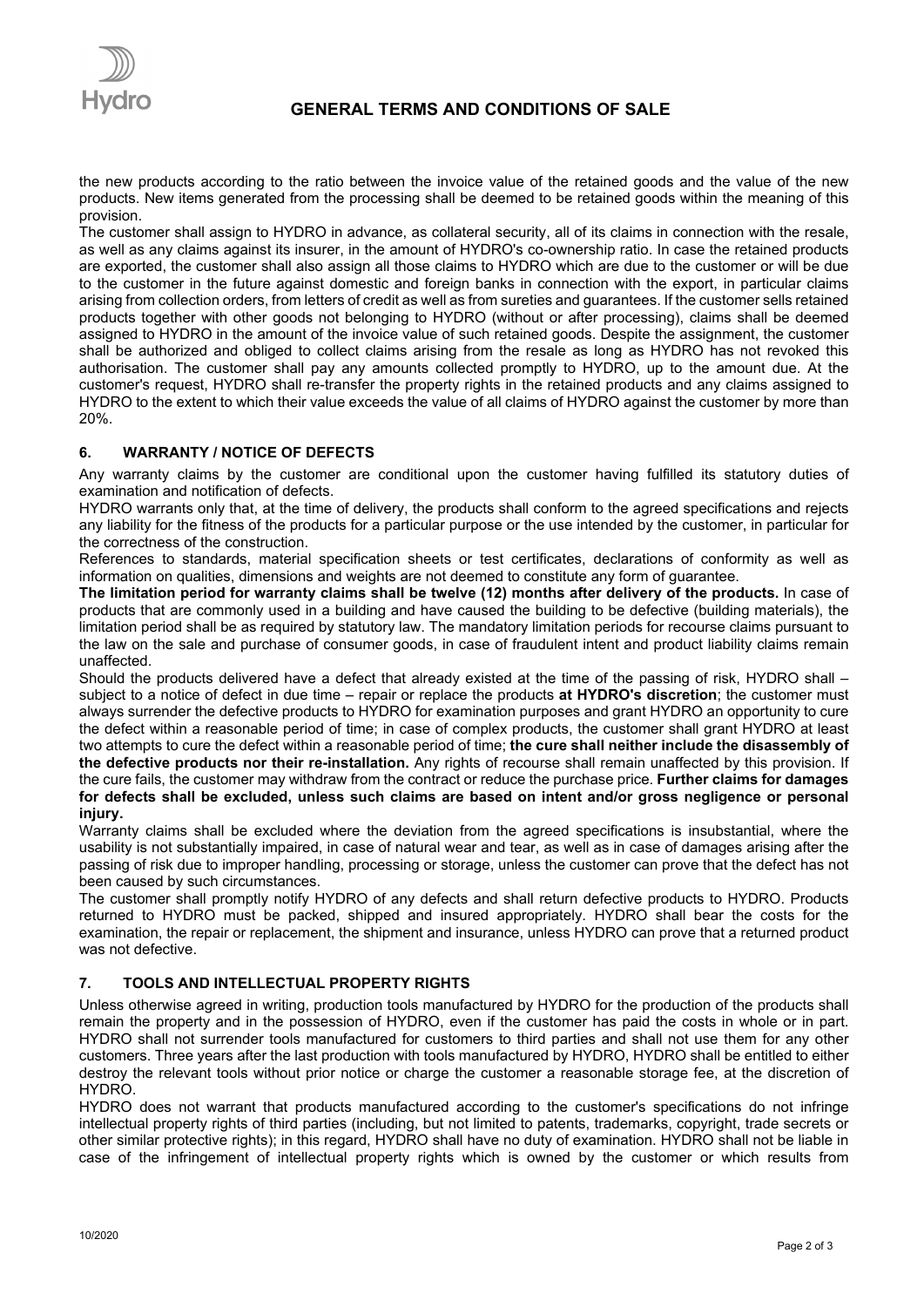the new products according to the ratio between the invoice value of the retained goods and the value of the new products. New items generated from the processing shall be deemed to be retained goods within the meaning of this provision.

The customer shall assign to HYDRO in advance, as collateral security, all of its claims in connection with the resale, as well as any claims against its insurer, in the amount of HYDRO's co-ownership ratio. In case the retained products are exported, the customer shall also assign all those claims to HYDRO which are due to the customer or will be due to the customer in the future against domestic and foreign banks in connection with the export, in particular claims arising from collection orders, from letters of credit as well as from sureties and guarantees. If the customer sells retained products together with other goods not belonging to HYDRO (without or after processing), claims shall be deemed assigned to HYDRO in the amount of the invoice value of such retained goods. Despite the assignment, the customer shall be authorized and obliged to collect claims arising from the resale as long as HYDRO has not revoked this authorisation. The customer shall pay any amounts collected promptly to HYDRO, up to the amount due. At the customer's request, HYDRO shall re-transfer the property rights in the retained products and any claims assigned to HYDRO to the extent to which their value exceeds the value of all claims of HYDRO against the customer by more than 20%.

## 6. WARRANTY / NOTICE OF DEFECTS

Any warranty claims by the customer are conditional upon the customer having fulfilled its statutory duties of examination and notification of defects.

HYDRO warrants only that, at the time of delivery, the products shall conform to the agreed specifications and rejects any liability for the fitness of the products for a particular purpose or the use intended by the customer, in particular for the correctness of the construction.

References to standards, material specification sheets or test certificates, declarations of conformity as well as information on qualities, dimensions and weights are not deemed to constitute any form of guarantee.

**The limitation period for warranty claims shall be twelve (12) months after delivery of the products.** In case of products that are commonly used in a building and have caused the building to be defective (building materials), the limitation period shall be as required by statutory law. The mandatory limitation periods for recourse claims pursuant to the law on the sale and purchase of consumer goods, in case of fraudulent intent and product liability claims remain unaffected.

Should the products delivered have a defect that already existed at the time of the passing of risk, HYDRO shall – subject to a notice of defect in due time – repair or replace the products **at HYDRO's discretion**; the customer must always surrender the defective products to HYDRO for examination purposes and grant HYDRO an opportunity to cure the defect within a reasonable period of time; in case of complex products, the customer shall grant HYDRO at least two attempts to cure the defect within a reasonable period of time; **the cure shall neither include the disassembly of the defective products nor their re-installation.** Any rights of recourse shall remain unaffected by this provision. If the cure fails, the customer may withdraw from the contract or reduce the purchase price. **Further claims for damages for defects shall be excluded, unless such claims are based on intent and/or gross negligence or personal injury.**

Warranty claims shall be excluded where the deviation from the agreed specifications is insubstantial, where the usability is not substantially impaired, in case of natural wear and tear, as well as in case of damages arising after the passing of risk due to improper handling, processing or storage, unless the customer can prove that the defect has not been caused by such circumstances.

The customer shall promptly notify HYDRO of any defects and shall return defective products to HYDRO. Products returned to HYDRO must be packed, shipped and insured appropriately. HYDRO shall bear the costs for the examination, the repair or replacement, the shipment and insurance, unless HYDRO can prove that a returned product was not defective.

## 7. TOOLS AND INTELLECTUAL PROPERTY RIGHTS

Unless otherwise agreed in writing, production tools manufactured by HYDRO for the production of the products shall remain the property and in the possession of HYDRO, even if the customer has paid the costs in whole or in part. HYDRO shall not surrender tools manufactured for customers to third parties and shall not use them for any other customers. Three years after the last production with tools manufactured by HYDRO, HYDRO shall be entitled to either destroy the relevant tools without prior notice or charge the customer a reasonable storage fee, at the discretion of HYDRO.

HYDRO does not warrant that products manufactured according to the customer's specifications do not infringe intellectual property rights of third parties (including, but not limited to patents, trademarks, copyright, trade secrets or other similar protective rights); in this regard, HYDRO shall have no duty of examination. HYDRO shall not be liable in case of the infringement of intellectual property rights which is owned by the customer or which results from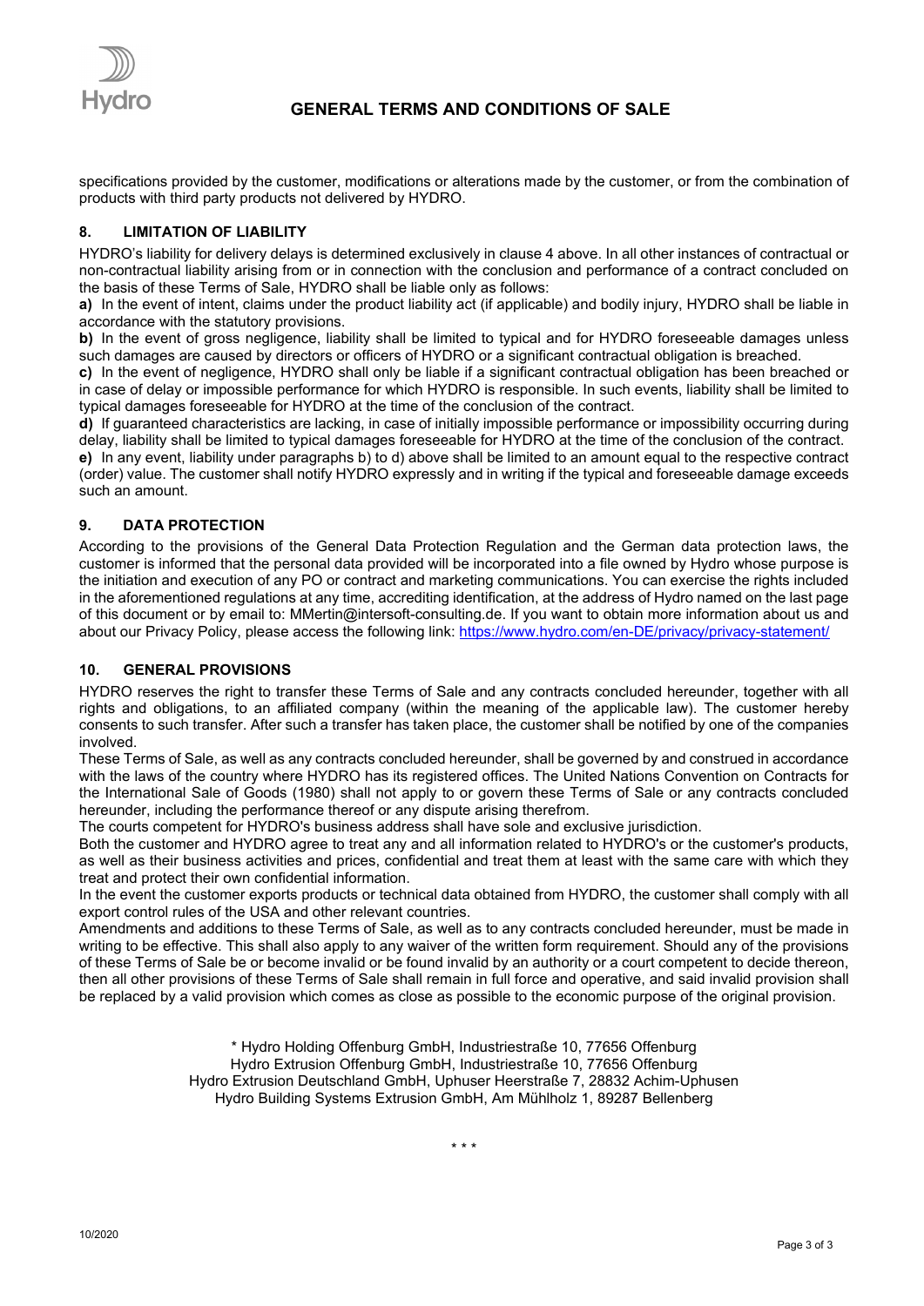specifications provided by the customer, modifications or alterations made by the customer, or from the combination of products with third party products not delivered by HYDRO.

## 8. LIMITATION OF LIABILITY

HYDRO's liability for delivery delays is determined exclusively in clause 4 above. In all other instances of contractual or non-contractual liability arising from or in connection with the conclusion and performance of a contract concluded on the basis of these Terms of Sale, HYDRO shall be liable only as follows:

**a)** In the event of intent, claims under the product liability act (if applicable) and bodily injury, HYDRO shall be liable in accordance with the statutory provisions.

**b)** In the event of gross negligence, liability shall be limited to typical and for HYDRO foreseeable damages unless such damages are caused by directors or officers of HYDRO or a significant contractual obligation is breached.

**c)** In the event of negligence, HYDRO shall only be liable if a significant contractual obligation has been breached or in case of delay or impossible performance for which HYDRO is responsible. In such events, liability shall be limited to typical damages foreseeable for HYDRO at the time of the conclusion of the contract.

**d)** If guaranteed characteristics are lacking, in case of initially impossible performance or impossibility occurring during delay, liability shall be limited to typical damages foreseeable for HYDRO at the time of the conclusion of the contract.

**e)** In any event, liability under paragraphs b) to d) above shall be limited to an amount equal to the respective contract (order) value. The customer shall notify HYDRO expressly and in writing if the typical and foreseeable damage exceeds such an amount.

## 9. DATA PROTECTION

According to the provisions of the General Data Protection Regulation and the German data protection laws, the customer is informed that the personal data provided will be incorporated into a file owned by Hydro whose purpose is the initiation and execution of any PO or contract and marketing communications. You can exercise the rights included in the aforementioned regulations at any time, accrediting identification, at the address of Hydro named on the last page of this document or by email to: MMertin@intersoft-consulting.de. If you want to obtain more information about us and about our Privacy Policy, please access the following link: https://www.hydro.com/en-DE/privacy/privacy-statement/

## 10. GENERAL PROVISIONS

HYDRO reserves the right to transfer these Terms of Sale and any contracts concluded hereunder, together with all rights and obligations, to an affiliated company (within the meaning of the applicable law). The customer hereby consents to such transfer. After such a transfer has taken place, the customer shall be notified by one of the companies involved.

These Terms of Sale, as well as any contracts concluded hereunder, shall be governed by and construed in accordance with the laws of the country where HYDRO has its registered offices. The United Nations Convention on Contracts for the International Sale of Goods (1980) shall not apply to or govern these Terms of Sale or any contracts concluded hereunder, including the performance thereof or any dispute arising therefrom.

The courts competent for HYDRO's business address shall have sole and exclusive jurisdiction.

Both the customer and HYDRO agree to treat any and all information related to HYDRO's or the customer's products, as well as their business activities and prices, confidential and treat them at least with the same care with which they treat and protect their own confidential information.

In the event the customer exports products or technical data obtained from HYDRO, the customer shall comply with all export control rules of the USA and other relevant countries.

Amendments and additions to these Terms of Sale, as well as to any contracts concluded hereunder, must be made in writing to be effective. This shall also apply to any waiver of the written form requirement. Should any of the provisions of these Terms of Sale be or become invalid or be found invalid by an authority or a court competent to decide thereon, then all other provisions of these Terms of Sale shall remain in full force and operative, and said invalid provision shall be replaced by a valid provision which comes as close as possible to the economic purpose of the original provision.

\* Hydro Holding Offenburg GmbH, Industriestraße 10, 77656 Offenburg
Hydro Extrusion Offenburg GmbH, Industriestraße 10, 77656 Offenburg
Hydro Extrusion Deutschland GmbH, Uphuser Heerstraße 7, 28832 Achim-Uphusen
Hydro Building Systems Extrusion GmbH, Am Mühlholz 1, 89287 Bellenberg

\* \* \*

10/2020